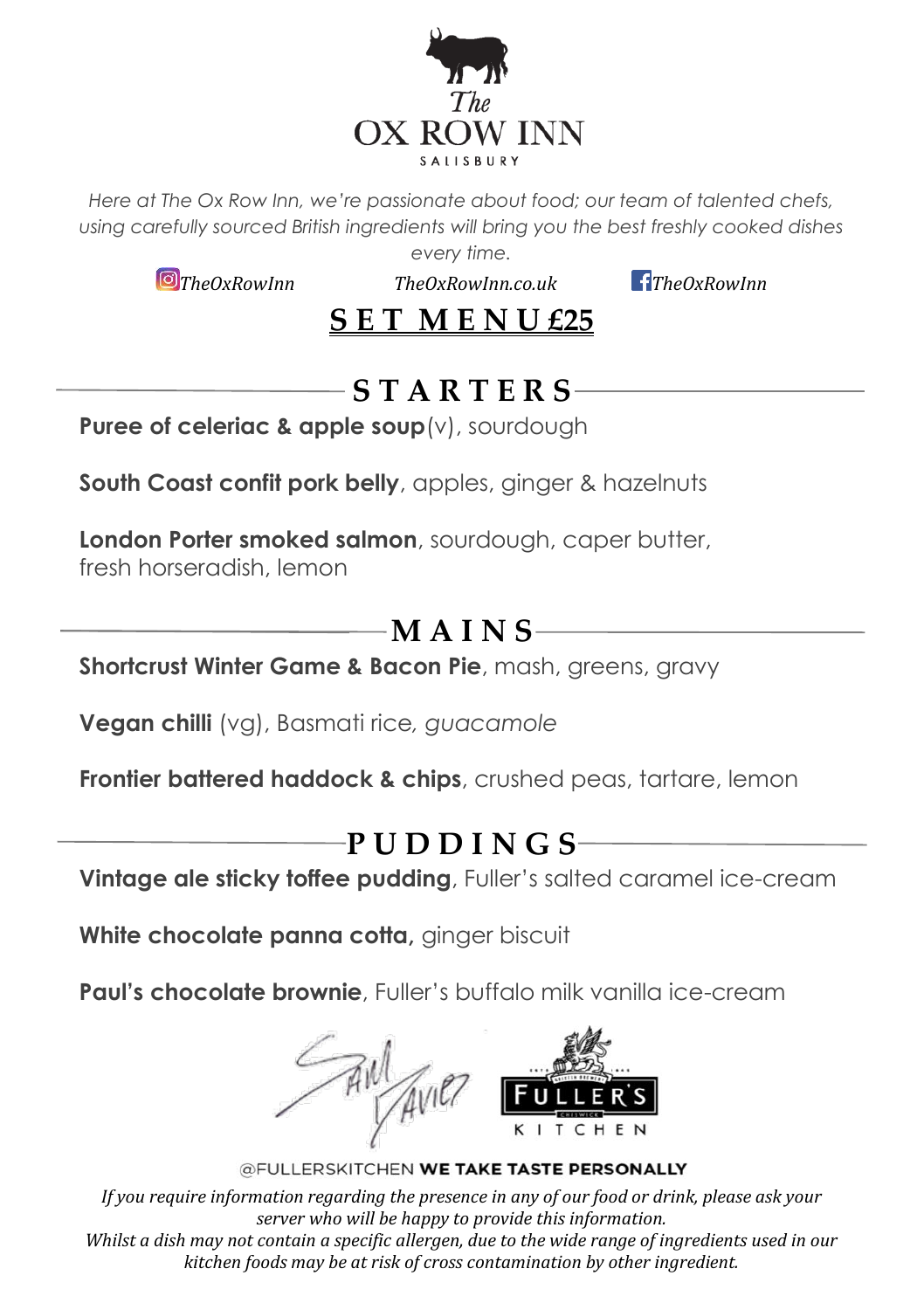# The OX ROW INN

SALISBURY

*Here at The Ox Row Inn, we're passionate about food; our team of talented chefs, using carefully sourced British ingredients will bring you the best freshly cooked dishes every time.*

*TheOxRowInn* *TheOxRowInn.co.uk* *TheOxRowInn*

## SET MENU £25

## STARTERS

**Puree of celeriac & apple soup**(v), sourdough

**South Coast confit pork belly**, apples, ginger & hazelnuts

**London Porter smoked salmon**, sourdough, caper butter, fresh horseradish, lemon

## MAINS

**Shortcrust Winter Game & Bacon Pie**, mash, greens, gravy

**Vegan chilli** (vg), Basmati rice, *guacamole*

**Frontier battered haddock & chips**, crushed peas, tartare, lemon

## PUDDINGS

**Vintage ale sticky toffee pudding**, Fuller's salted caramel ice-cream

**White chocolate panna cotta,** ginger biscuit

**Paul's chocolate brownie**, Fuller's buffalo milk vanilla ice-cream

FULLER'S KITCHEN

@FULLERSKITCHEN **WE TAKE TASTE PERSONALLY**

*If you require information regarding the presence in any of our food or drink, please ask your server who will be happy to provide this information.*
*Whilst a dish may not contain a specific allergen, due to the wide range of ingredients used in our kitchen foods may be at risk of cross contamination by other ingredient.*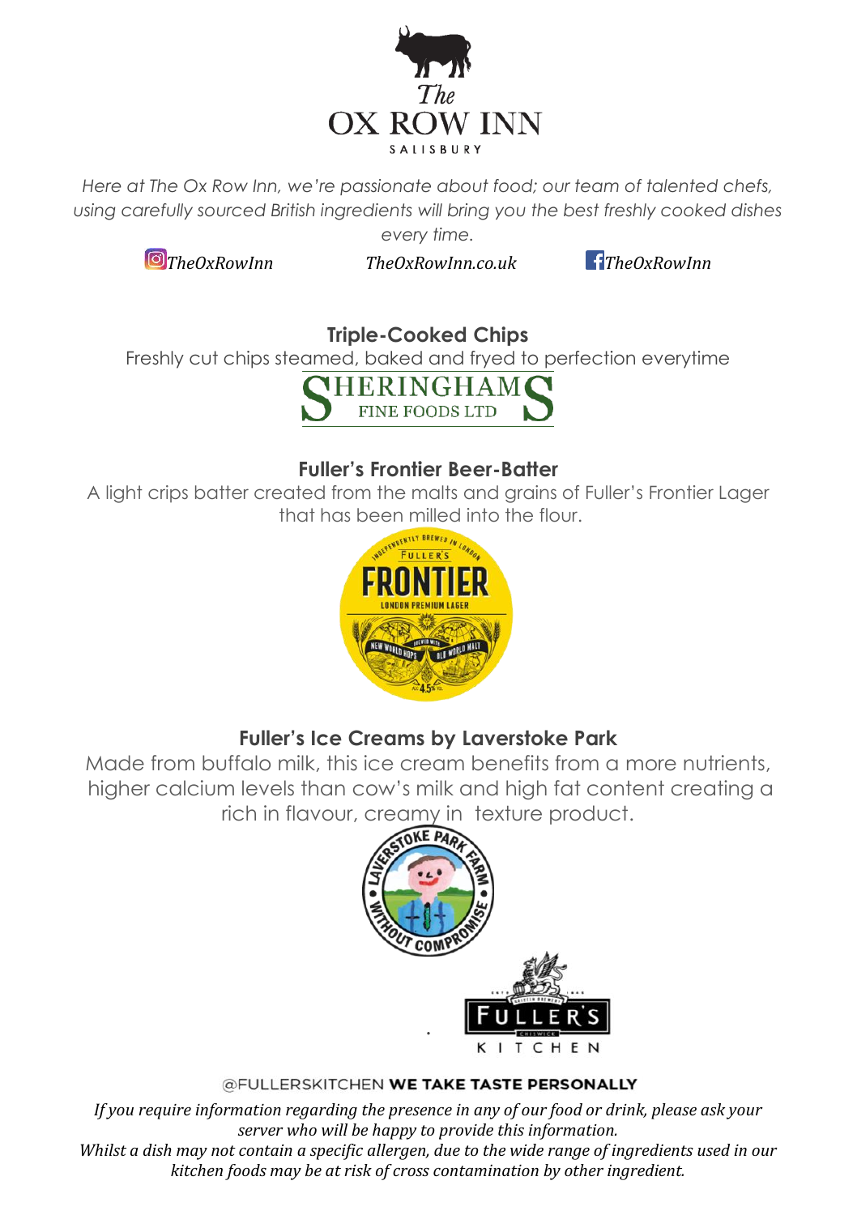# The OX ROW INN

SALISBURY

*Here at The Ox Row Inn, we're passionate about food; our team of talented chefs, using carefully sourced British ingredients will bring you the best freshly cooked dishes every time.*

*TheOxRowInn* *TheOxRowInn.co.uk* *TheOxRowInn*

## Triple-Cooked Chips

Freshly cut chips steamed, baked and fryed to perfection everytime

SHERINGHAMS FINE FOODS LTD

## Fuller's Frontier Beer-Batter

A light crips batter created from the malts and grains of Fuller's Frontier Lager that has been milled into the flour.

## Fuller's Ice Creams by Laverstoke Park

Made from buffalo milk, this ice cream benefits from a more nutrients, higher calcium levels than cow's milk and high fat content creating a rich in flavour, creamy in texture product.

FULLER'S KITCHEN

@FULLERSKITCHEN **WE TAKE TASTE PERSONALLY**

*If you require information regarding the presence in any of our food or drink, please ask your server who will be happy to provide this information.*
*Whilst a dish may not contain a specific allergen, due to the wide range of ingredients used in our kitchen foods may be at risk of cross contamination by other ingredient.*